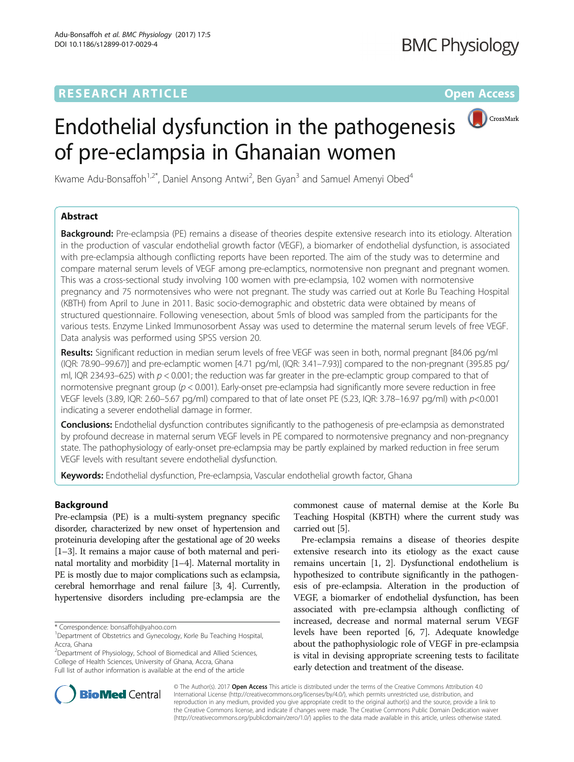RESEARCH ARTICLE

Open Access

# Endothelial dysfunction in the pathogenesis of pre-eclampsia in Ghanaian women

Kwame Adu-Bonsaffoh[1,2*], Daniel Ansong Antwi[2], Ben Gyan[3] and Samuel Amenyi Obed[4]

## Abstract

**Background:** Pre-eclampsia (PE) remains a disease of theories despite extensive research into its etiology. Alteration in the production of vascular endothelial growth factor (VEGF), a biomarker of endothelial dysfunction, is associated with pre-eclampsia although conflicting reports have been reported. The aim of the study was to determine and compare maternal serum levels of VEGF among pre-eclamptics, normotensive non pregnant and pregnant women. This was a cross-sectional study involving 100 women with pre-eclampsia, 102 women with normotensive pregnancy and 75 normotensives who were not pregnant. The study was carried out at Korle Bu Teaching Hospital (KBTH) from April to June in 2011. Basic socio-demographic and obstetric data were obtained by means of structured questionnaire. Following venesection, about 5mls of blood was sampled from the participants for the various tests. Enzyme Linked Immunosorbent Assay was used to determine the maternal serum levels of free VEGF. Data analysis was performed using SPSS version 20.

**Results:** Significant reduction in median serum levels of free VEGF was seen in both, normal pregnant [84.06 pg/ml (IQR: 78.90–99.67)] and pre-eclamptic women [4.71 pg/ml, (IQR: 3.41–7.93)] compared to the non-pregnant (395.85 pg/ml, IQR 234.93–625) with $p < 0.001$; the reduction was far greater in the pre-eclamptic group compared to that of normotensive pregnant group ($p < 0.001$). Early-onset pre-eclampsia had significantly more severe reduction in free VEGF levels (3.89, IQR: 2.60–5.67 pg/ml) compared to that of late onset PE (5.23, IQR: 3.78–16.97 pg/ml) with $p<0.001$ indicating a severer endothelial damage in former.

**Conclusions:** Endothelial dysfunction contributes significantly to the pathogenesis of pre-eclampsia as demonstrated by profound decrease in maternal serum VEGF levels in PE compared to normotensive pregnancy and non-pregnancy state. The pathophysiology of early-onset pre-eclampsia may be partly explained by marked reduction in free serum VEGF levels with resultant severe endothelial dysfunction.

**Keywords:** Endothelial dysfunction, Pre-eclampsia, Vascular endothelial growth factor, Ghana

## Background

Pre-eclampsia (PE) is a multi-system pregnancy specific disorder, characterized by new onset of hypertension and proteinuria developing after the gestational age of 20 weeks [1–3]. It remains a major cause of both maternal and perinatal mortality and morbidity [1–4]. Maternal mortality in PE is mostly due to major complications such as eclampsia, cerebral hemorrhage and renal failure [3, 4]. Currently, hypertensive disorders including pre-eclampsia are the commonest cause of maternal demise at the Korle Bu Teaching Hospital (KBTH) where the current study was carried out [5].

Pre-eclampsia remains a disease of theories despite extensive research into its etiology as the exact cause remains uncertain [1, 2]. Dysfunctional endothelium is hypothesized to contribute significantly in the pathogenesis of pre-eclampsia. Alteration in the production of VEGF, a biomarker of endothelial dysfunction, has been associated with pre-eclampsia although conflicting of increased, decrease and normal maternal serum VEGF levels have been reported [6, 7]. Adequate knowledge about the pathophysiologic role of VEGF in pre-eclampsia is vital in devising appropriate screening tests to facilitate early detection and treatment of the disease.

* Correspondence: bonsaffoh@yahoo.com
[1]Department of Obstetrics and Gynecology, Korle Bu Teaching Hospital, Accra, Ghana
[2]Department of Physiology, School of Biomedical and Allied Sciences, College of Health Sciences, University of Ghana, Accra, Ghana
Full list of author information is available at the end of the article

© The Author(s). 2017 **Open Access** This article is distributed under the terms of the Creative Commons Attribution 4.0 International License (http://creativecommons.org/licenses/by/4.0/), which permits unrestricted use, distribution, and reproduction in any medium, provided you give appropriate credit to the original author(s) and the source, provide a link to the Creative Commons license, and indicate if changes were made. The Creative Commons Public Domain Dedication waiver (http://creativecommons.org/publicdomain/zero/1.0/) applies to the data made available in this article, unless otherwise stated.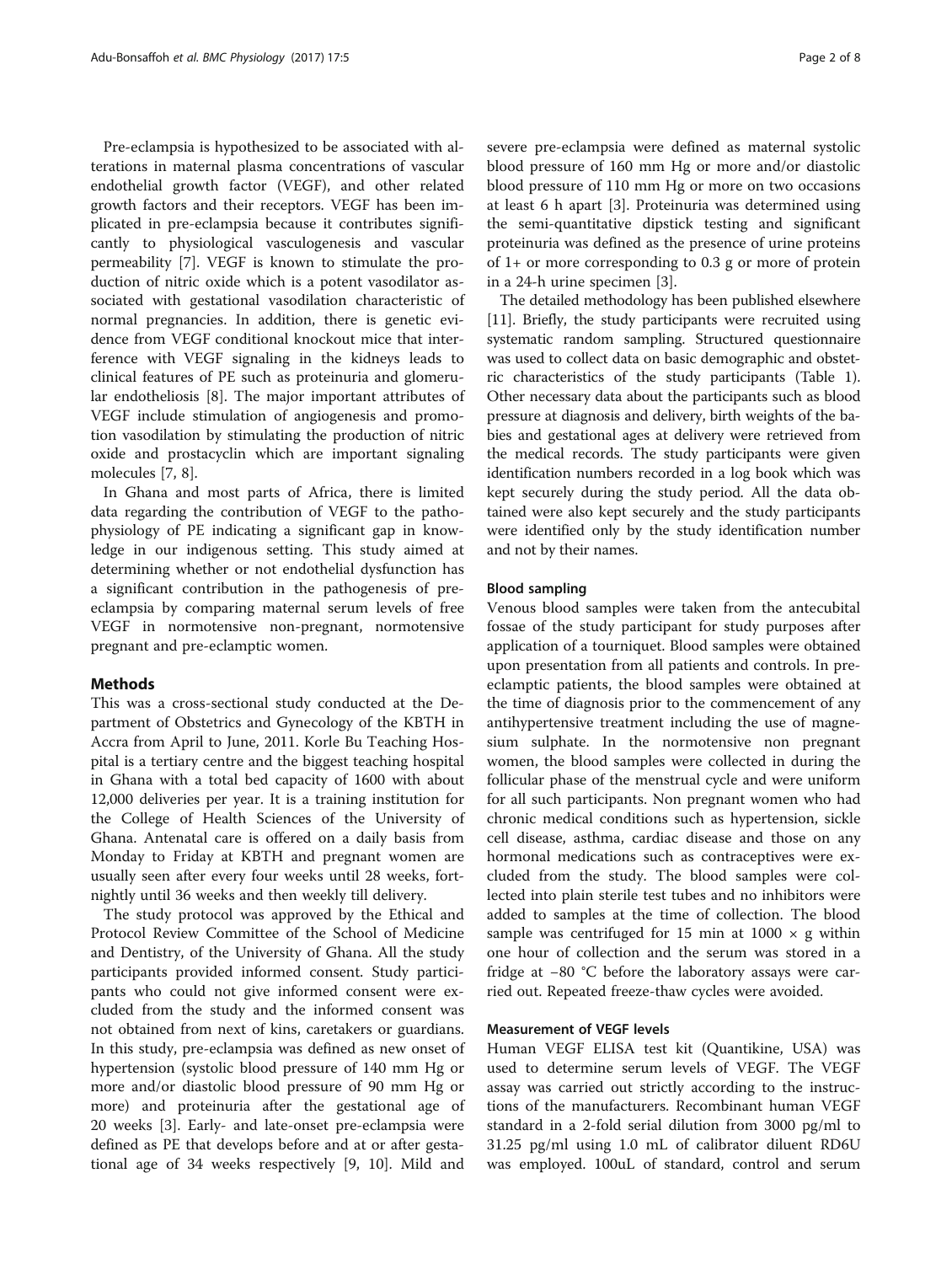Pre-eclampsia is hypothesized to be associated with alterations in maternal plasma concentrations of vascular endothelial growth factor (VEGF), and other related growth factors and their receptors. VEGF has been implicated in pre-eclampsia because it contributes significantly to physiological vasculogenesis and vascular permeability [7]. VEGF is known to stimulate the production of nitric oxide which is a potent vasodilator associated with gestational vasodilation characteristic of normal pregnancies. In addition, there is genetic evidence from VEGF conditional knockout mice that interference with VEGF signaling in the kidneys leads to clinical features of PE such as proteinuria and glomerular endotheliosis [8]. The major important attributes of VEGF include stimulation of angiogenesis and promotion vasodilation by stimulating the production of nitric oxide and prostacyclin which are important signaling molecules [7, 8].

In Ghana and most parts of Africa, there is limited data regarding the contribution of VEGF to the pathophysiology of PE indicating a significant gap in knowledge in our indigenous setting. This study aimed at determining whether or not endothelial dysfunction has a significant contribution in the pathogenesis of pre-eclampsia by comparing maternal serum levels of free VEGF in normotensive non-pregnant, normotensive pregnant and pre-eclamptic women.

## Methods

This was a cross-sectional study conducted at the Department of Obstetrics and Gynecology of the KBTH in Accra from April to June, 2011. Korle Bu Teaching Hospital is a tertiary centre and the biggest teaching hospital in Ghana with a total bed capacity of 1600 with about 12,000 deliveries per year. It is a training institution for the College of Health Sciences of the University of Ghana. Antenatal care is offered on a daily basis from Monday to Friday at KBTH and pregnant women are usually seen after every four weeks until 28 weeks, fortnightly until 36 weeks and then weekly till delivery.

The study protocol was approved by the Ethical and Protocol Review Committee of the School of Medicine and Dentistry, of the University of Ghana. All the study participants provided informed consent. Study participants who could not give informed consent were excluded from the study and the informed consent was not obtained from next of kins, caretakers or guardians. In this study, pre-eclampsia was defined as new onset of hypertension (systolic blood pressure of 140 mm Hg or more and/or diastolic blood pressure of 90 mm Hg or more) and proteinuria after the gestational age of 20 weeks [3]. Early- and late-onset pre-eclampsia were defined as PE that develops before and at or after gestational age of 34 weeks respectively [9, 10]. Mild and severe pre-eclampsia were defined as maternal systolic blood pressure of 160 mm Hg or more and/or diastolic blood pressure of 110 mm Hg or more on two occasions at least 6 h apart [3]. Proteinuria was determined using the semi-quantitative dipstick testing and significant proteinuria was defined as the presence of urine proteins of 1+ or more corresponding to 0.3 g or more of protein in a 24-h urine specimen [3].

The detailed methodology has been published elsewhere [11]. Briefly, the study participants were recruited using systematic random sampling. Structured questionnaire was used to collect data on basic demographic and obstetric characteristics of the study participants (Table 1). Other necessary data about the participants such as blood pressure at diagnosis and delivery, birth weights of the babies and gestational ages at delivery were retrieved from the medical records. The study participants were given identification numbers recorded in a log book which was kept securely during the study period. All the data obtained were also kept securely and the study participants were identified only by the study identification number and not by their names.

### Blood sampling

Venous blood samples were taken from the antecubital fossae of the study participant for study purposes after application of a tourniquet. Blood samples were obtained upon presentation from all patients and controls. In pre-eclamptic patients, the blood samples were obtained at the time of diagnosis prior to the commencement of any antihypertensive treatment including the use of magnesium sulphate. In the normotensive non pregnant women, the blood samples were collected in during the follicular phase of the menstrual cycle and were uniform for all such participants. Non pregnant women who had chronic medical conditions such as hypertension, sickle cell disease, asthma, cardiac disease and those on any hormonal medications such as contraceptives were excluded from the study. The blood samples were collected into plain sterile test tubes and no inhibitors were added to samples at the time of collection. The blood sample was centrifuged for 15 min at 1000 × g within one hour of collection and the serum was stored in a fridge at −80 °C before the laboratory assays were carried out. Repeated freeze-thaw cycles were avoided.

### Measurement of VEGF levels

Human VEGF ELISA test kit (Quantikine, USA) was used to determine serum levels of VEGF. The VEGF assay was carried out strictly according to the instructions of the manufacturers. Recombinant human VEGF standard in a 2-fold serial dilution from 3000 pg/ml to 31.25 pg/ml using 1.0 mL of calibrator diluent RD6U was employed. 100uL of standard, control and serum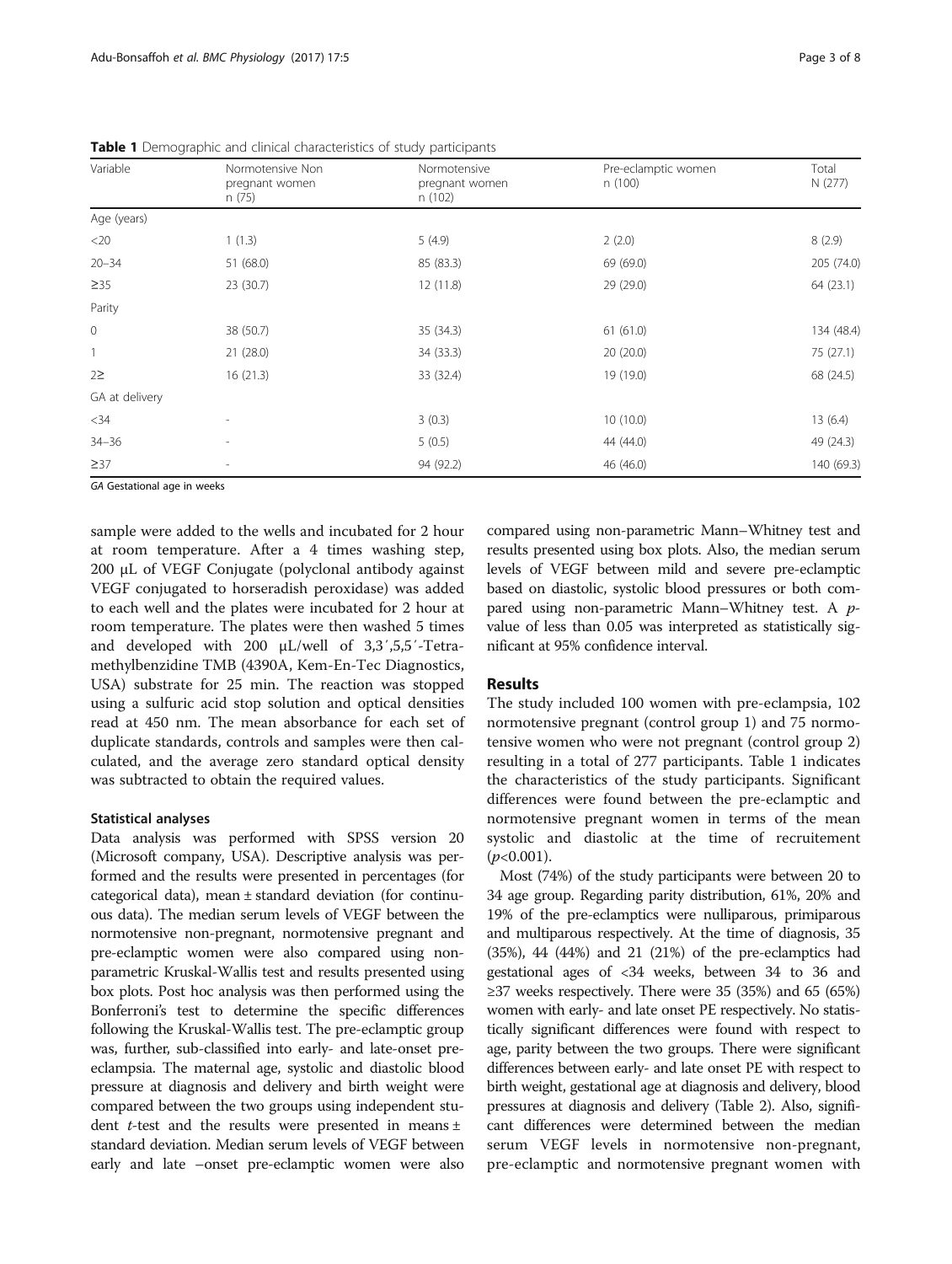**Table 1** Demographic and clinical characteristics of study participants

| Variable | Normotensive Non pregnant women n (75) | Normotensive pregnant women n (102) | Pre-eclamptic women n (100) | Total N (277) |
|---|---|---|---|---|
| Age (years) | | | | |
| <20 | 1 (1.3) | 5 (4.9) | 2 (2.0) | 8 (2.9) |
| 20–34 | 51 (68.0) | 85 (83.3) | 69 (69.0) | 205 (74.0) |
| ≥35 | 23 (30.7) | 12 (11.8) | 29 (29.0) | 64 (23.1) |
| Parity | | | | |
| 0 | 38 (50.7) | 35 (34.3) | 61 (61.0) | 134 (48.4) |
| 1 | 21 (28.0) | 34 (33.3) | 20 (20.0) | 75 (27.1) |
| 2≥ | 16 (21.3) | 33 (32.4) | 19 (19.0) | 68 (24.5) |
| GA at delivery | | | | |
| <34 | - | 3 (0.3) | 10 (10.0) | 13 (6.4) |
| 34–36 | - | 5 (0.5) | 44 (44.0) | 49 (24.3) |
| ≥37 | - | 94 (92.2) | 46 (46.0) | 140 (69.3) |

*GA* Gestational age in weeks

sample were added to the wells and incubated for 2 hour at room temperature. After a 4 times washing step, 200 μL of VEGF Conjugate (polyclonal antibody against VEGF conjugated to horseradish peroxidase) was added to each well and the plates were incubated for 2 hour at room temperature. The plates were then washed 5 times and developed with 200 μL/well of 3,3′,5,5′-Tetramethylbenzidine TMB (4390A, Kem-En-Tec Diagnostics, USA) substrate for 25 min. The reaction was stopped using a sulfuric acid stop solution and optical densities read at 450 nm. The mean absorbance for each set of duplicate standards, controls and samples were then calculated, and the average zero standard optical density was subtracted to obtain the required values.

### Statistical analyses

Data analysis was performed with SPSS version 20 (Microsoft company, USA). Descriptive analysis was performed and the results were presented in percentages (for categorical data), mean ± standard deviation (for continuous data). The median serum levels of VEGF between the normotensive non-pregnant, normotensive pregnant and pre-eclamptic women were also compared using non-parametric Kruskal-Wallis test and results presented using box plots. Post hoc analysis was then performed using the Bonferroni's test to determine the specific differences following the Kruskal-Wallis test. The pre-eclamptic group was, further, sub-classified into early- and late-onset pre-eclampsia. The maternal age, systolic and diastolic blood pressure at diagnosis and delivery and birth weight were compared between the two groups using independent student *t*-test and the results were presented in means ± standard deviation. Median serum levels of VEGF between early and late –onset pre-eclamptic women were also compared using non-parametric Mann–Whitney test and results presented using box plots. Also, the median serum levels of VEGF between mild and severe pre-eclamptic based on diastolic, systolic blood pressures or both compared using non-parametric Mann–Whitney test. A *p*-value of less than 0.05 was interpreted as statistically significant at 95% confidence interval.

## Results

The study included 100 women with pre-eclampsia, 102 normotensive pregnant (control group 1) and 75 normotensive women who were not pregnant (control group 2) resulting in a total of 277 participants. Table 1 indicates the characteristics of the study participants. Significant differences were found between the pre-eclamptic and normotensive pregnant women in terms of the mean systolic and diastolic at the time of recruitement ($p<0.001$).

Most (74%) of the study participants were between 20 to 34 age group. Regarding parity distribution, 61%, 20% and 19% of the pre-eclamptics were nulliparous, primiparous and multiparous respectively. At the time of diagnosis, 35 (35%), 44 (44%) and 21 (21%) of the pre-eclamptics had gestational ages of <34 weeks, between 34 to 36 and ≥37 weeks respectively. There were 35 (35%) and 65 (65%) women with early- and late onset PE respectively. No statistically significant differences were found with respect to age, parity between the two groups. There were significant differences between early- and late onset PE with respect to birth weight, gestational age at diagnosis and delivery, blood pressures at diagnosis and delivery (Table 2). Also, significant differences were determined between the median serum VEGF levels in normotensive non-pregnant, pre-eclamptic and normotensive pregnant women with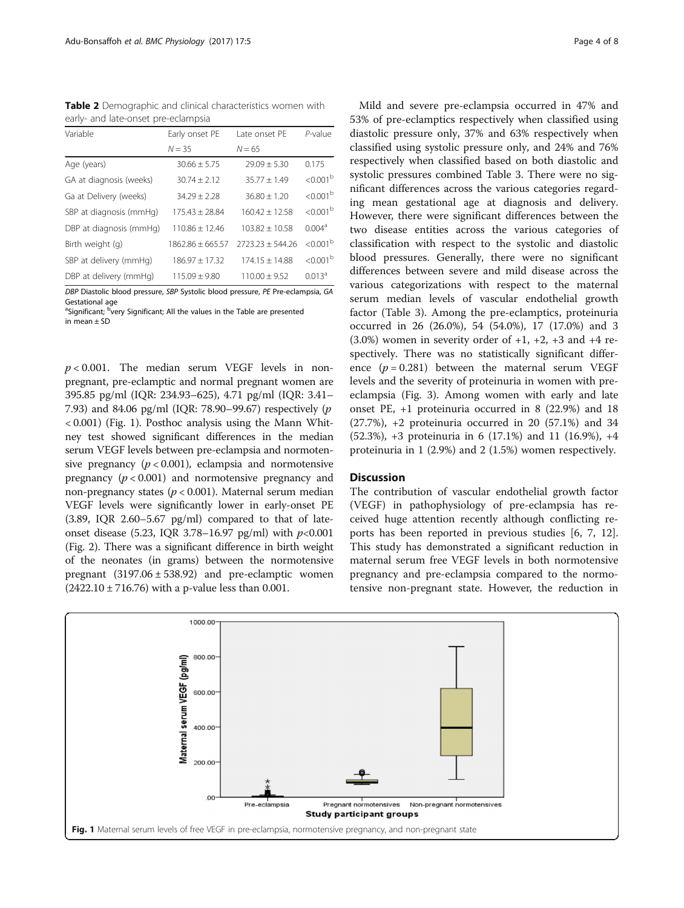**Table 2** Demographic and clinical characteristics women with early- and late-onset pre-eclampsia

| Variable | Early onset PE | Late onset PE | *P*-value |
|---|---|---|---|
| | *N* = 35 | *N* = 65 | |
| Age (years) | 30.66 ± 5.75 | 29.09 ± 5.30 | 0.175 |
| GA at diagnosis (weeks) | 30.74 ± 2.12 | 35.77 ± 1.49 | <0.001[b] |
| Ga at Delivery (weeks) | 34.29 ± 2.28 | 36.80 ± 1.20 | <0.001[b] |
| SBP at diagnosis (mmHg) | 175.43 ± 28.84 | 160.42 ± 12.58 | <0.001[b] |
| DBP at diagnosis (mmHg) | 110.86 ± 12.46 | 103.82 ± 10.58 | 0.004[a] |
| Birth weight (g) | 1862.86 ± 665.57 | 2723.23 ± 544.26 | <0.001[b] |
| SBP at delivery (mmHg) | 186.97 ± 17.32 | 174.15 ± 14.88 | <0.001[b] |
| DBP at delivery (mmHg) | 115.09 ± 9.80 | 110.00 ± 9.52 | 0.013[a] |

*DBP* Diastolic blood pressure, *SBP* Systolic blood pressure, *PE* Pre-eclampsia, *GA* Gestational age
[a]Significant; [b]very Significant; All the values in the Table are presented in mean ± SD

$p < 0.001$. The median serum VEGF levels in non-pregnant, pre-eclamptic and normal pregnant women are 395.85 pg/ml (IQR: 234.93–625), 4.71 pg/ml (IQR: 3.41–7.93) and 84.06 pg/ml (IQR: 78.90–99.67) respectively ($p < 0.001$) (Fig. 1). Posthoc analysis using the Mann Whitney test showed significant differences in the median serum VEGF levels between pre-eclampsia and normotensive pregnancy ($p < 0.001$), eclampsia and normotensive pregnancy ($p < 0.001$) and normotensive pregnancy and non-pregnancy states ($p < 0.001$). Maternal serum median VEGF levels were significantly lower in early-onset PE (3.89, IQR 2.60–5.67 pg/ml) compared to that of late-onset disease (5.23, IQR 3.78–16.97 pg/ml) with $p < 0.001$ (Fig. 2). There was a significant difference in birth weight of the neonates (in grams) between the normotensive pregnant (3197.06 ± 538.92) and pre-eclamptic women (2422.10 ± 716.76) with a p-value less than 0.001.

Mild and severe pre-eclampsia occurred in 47% and 53% of pre-eclamptics respectively when classified using diastolic pressure only, 37% and 63% respectively when classified using systolic pressure only, and 24% and 76% respectively when classified based on both diastolic and systolic pressures combined Table 3. There were no significant differences across the various categories regarding mean gestational age at diagnosis and delivery. However, there were significant differences between the two disease entities across the various categories of classification with respect to the systolic and diastolic blood pressures. Generally, there were no significant differences between severe and mild disease across the various categorizations with respect to the maternal serum median levels of vascular endothelial growth factor (Table 3). Among the pre-eclamptics, proteinuria occurred in 26 (26.0%), 54 (54.0%), 17 (17.0%) and 3 (3.0%) women in severity order of +1, +2, +3 and +4 respectively. There was no statistically significant difference ($p = 0.281$) between the maternal serum VEGF levels and the severity of proteinuria in women with pre-eclampsia (Fig. 3). Among women with early and late onset PE, +1 proteinuria occurred in 8 (22.9%) and 18 (27.7%), +2 proteinuria occurred in 20 (57.1%) and 34 (52.3%), +3 proteinuria in 6 (17.1%) and 11 (16.9%), +4 proteinuria in 1 (2.9%) and 2 (1.5%) women respectively.

## Discussion

The contribution of vascular endothelial growth factor (VEGF) in pathophysiology of pre-eclampsia has received huge attention recently although conflicting reports has been reported in previous studies [6, 7, 12]. This study has demonstrated a significant reduction in maternal serum free VEGF levels in both normotensive pregnancy and pre-eclampsia compared to the normotensive non-pregnant state. However, the reduction in

**Fig. 1** Maternal serum levels of free VEGF in pre-eclampsia, normotensive pregnancy, and non-pregnant state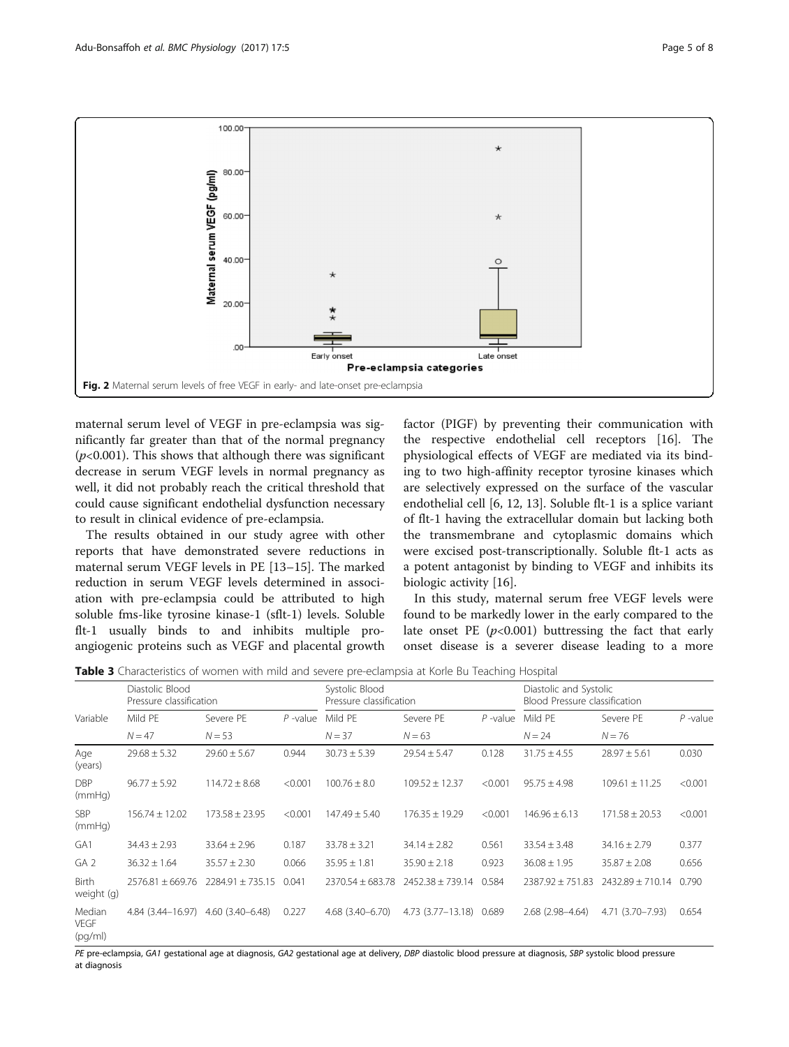Fig. 2 Maternal serum levels of free VEGF in early- and late-onset pre-eclampsia

maternal serum level of VEGF in pre-eclampsia was significantly far greater than that of the normal pregnancy ($p$<0.001). This shows that although there was significant decrease in serum VEGF levels in normal pregnancy as well, it did not probably reach the critical threshold that could cause significant endothelial dysfunction necessary to result in clinical evidence of pre-eclampsia.

The results obtained in our study agree with other reports that have demonstrated severe reductions in maternal serum VEGF levels in PE [13–15]. The marked reduction in serum VEGF levels determined in association with pre-eclampsia could be attributed to high soluble fms-like tyrosine kinase-1 (sflt-1) levels. Soluble flt-1 usually binds to and inhibits multiple pro-angiogenic proteins such as VEGF and placental growth factor (PIGF) by preventing their communication with the respective endothelial cell receptors [16]. The physiological effects of VEGF are mediated via its binding to two high-affinity receptor tyrosine kinases which are selectively expressed on the surface of the vascular endothelial cell [6, 12, 13]. Soluble flt-1 is a splice variant of flt-1 having the extracellular domain but lacking both the transmembrane and cytoplasmic domains which were excised post-transcriptionally. Soluble flt-1 acts as a potent antagonist by binding to VEGF and inhibits its biologic activity [16].

In this study, maternal serum free VEGF levels were found to be markedly lower in the early compared to the late onset PE ($p$<0.001) buttressing the fact that early onset disease is a severer disease leading to a more

**Table 3** Characteristics of women with mild and severe pre-eclampsia at Korle Bu Teaching Hospital

| Variable | Diastolic Blood Pressure classification | | | Systolic Blood Pressure classification | | | Diastolic and Systolic Blood Pressure classification | | |
|---|---|---|---|---|---|---|---|---|---|
| | Mild PE | Severe PE | $P$ -value | Mild PE | Severe PE | $P$ -value | Mild PE | Severe PE | $P$ -value |
| | $N = 47$ | $N = 53$ | | $N = 37$ | $N = 63$ | | $N = 24$ | $N = 76$ | |
| Age (years) | 29.68 ± 5.32 | 29.60 ± 5.67 | 0.944 | 30.73 ± 5.39 | 29.54 ± 5.47 | 0.128 | 31.75 ± 4.55 | 28.97 ± 5.61 | 0.030 |
| DBP (mmHg) | 96.77 ± 5.92 | 114.72 ± 8.68 | <0.001 | 100.76 ± 8.0 | 109.52 ± 12.37 | <0.001 | 95.75 ± 4.98 | 109.61 ± 11.25 | <0.001 |
| SBP (mmHg) | 156.74 ± 12.02 | 173.58 ± 23.95 | <0.001 | 147.49 ± 5.40 | 176.35 ± 19.29 | <0.001 | 146.96 ± 6.13 | 171.58 ± 20.53 | <0.001 |
| GA1 | 34.43 ± 2.93 | 33.64 ± 2.96 | 0.187 | 33.78 ± 3.21 | 34.14 ± 2.82 | 0.561 | 33.54 ± 3.48 | 34.16 ± 2.79 | 0.377 |
| GA 2 | 36.32 ± 1.64 | 35.57 ± 2.30 | 0.066 | 35.95 ± 1.81 | 35.90 ± 2.18 | 0.923 | 36.08 ± 1.95 | 35.87 ± 2.08 | 0.656 |
| Birth weight (g) | 2576.81 ± 669.76 | 2284.91 ± 735.15 | 0.041 | 2370.54 ± 683.78 | 2452.38 ± 739.14 | 0.584 | 2387.92 ± 751.83 | 2432.89 ± 710.14 | 0.790 |
| Median VEGF (pg/ml) | 4.84 (3.44–16.97) | 4.60 (3.40–6.48) | 0.227 | 4.68 (3.40–6.70) | 4.73 (3.77–13.18) | 0.689 | 2.68 (2.98–4.64) | 4.71 (3.70–7.93) | 0.654 |

*PE* pre-eclampsia, *GA1* gestational age at diagnosis, *GA2* gestational age at delivery, *DBP* diastolic blood pressure at diagnosis, *SBP* systolic blood pressure at diagnosis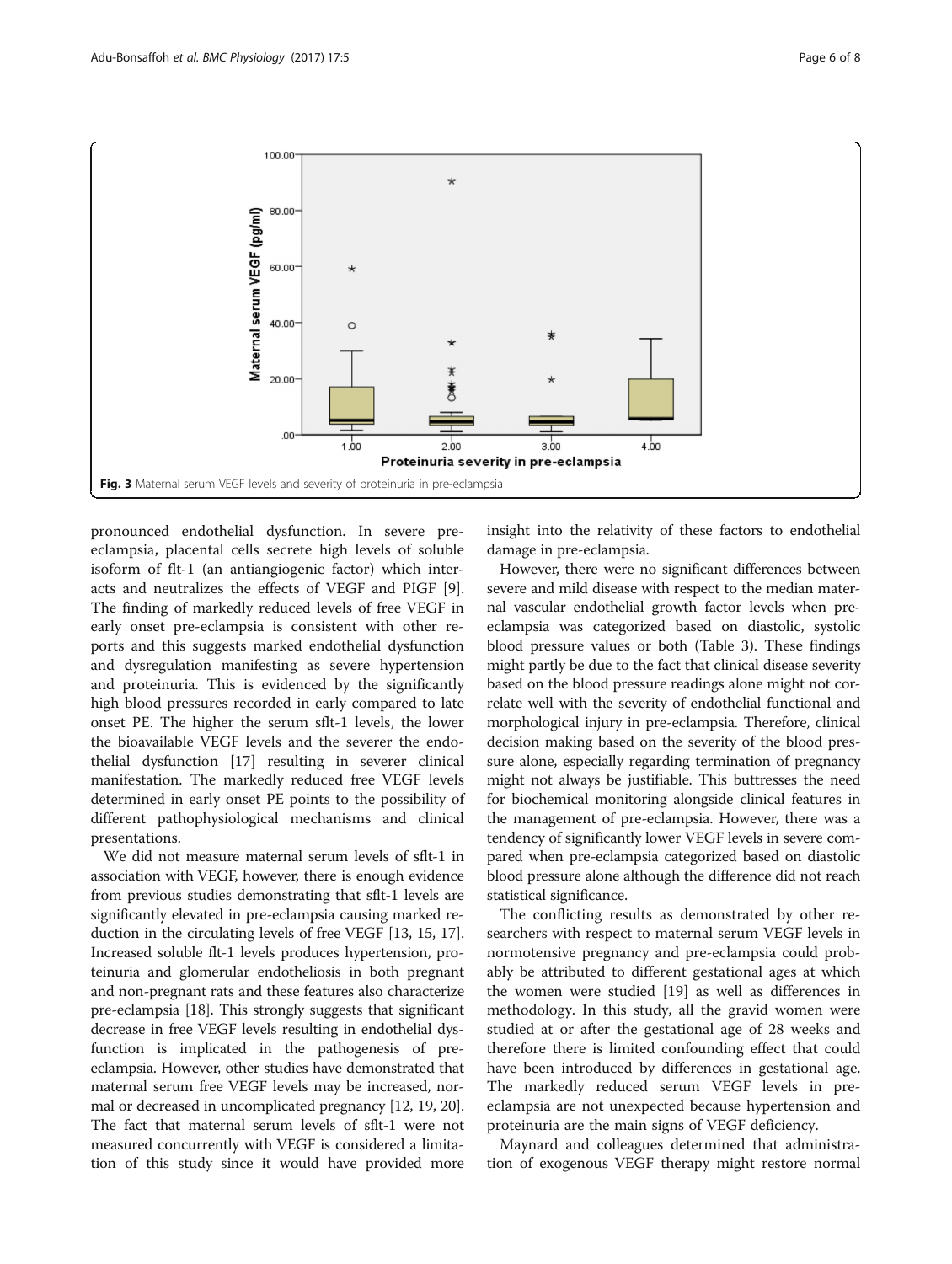Fig. 3 Maternal serum VEGF levels and severity of proteinuria in pre-eclampsia

pronounced endothelial dysfunction. In severe pre-eclampsia, placental cells secrete high levels of soluble isoform of flt-1 (an antiangiogenic factor) which interacts and neutralizes the effects of VEGF and PIGF [9]. The finding of markedly reduced levels of free VEGF in early onset pre-eclampsia is consistent with other reports and this suggests marked endothelial dysfunction and dysregulation manifesting as severe hypertension and proteinuria. This is evidenced by the significantly high blood pressures recorded in early compared to late onset PE. The higher the serum sflt-1 levels, the lower the bioavailable VEGF levels and the severer the endothelial dysfunction [17] resulting in severer clinical manifestation. The markedly reduced free VEGF levels determined in early onset PE points to the possibility of different pathophysiological mechanisms and clinical presentations.

We did not measure maternal serum levels of sflt-1 in association with VEGF, however, there is enough evidence from previous studies demonstrating that sflt-1 levels are significantly elevated in pre-eclampsia causing marked reduction in the circulating levels of free VEGF [13, 15, 17]. Increased soluble flt-1 levels produces hypertension, proteinuria and glomerular endotheliosis in both pregnant and non-pregnant rats and these features also characterize pre-eclampsia [18]. This strongly suggests that significant decrease in free VEGF levels resulting in endothelial dysfunction is implicated in the pathogenesis of pre-eclampsia. However, other studies have demonstrated that maternal serum free VEGF levels may be increased, normal or decreased in uncomplicated pregnancy [12, 19, 20]. The fact that maternal serum levels of sflt-1 were not measured concurrently with VEGF is considered a limitation of this study since it would have provided more insight into the relativity of these factors to endothelial damage in pre-eclampsia.

However, there were no significant differences between severe and mild disease with respect to the median maternal vascular endothelial growth factor levels when pre-eclampsia was categorized based on diastolic, systolic blood pressure values or both (Table 3). These findings might partly be due to the fact that clinical disease severity based on the blood pressure readings alone might not correlate well with the severity of endothelial functional and morphological injury in pre-eclampsia. Therefore, clinical decision making based on the severity of the blood pressure alone, especially regarding termination of pregnancy might not always be justifiable. This buttresses the need for biochemical monitoring alongside clinical features in the management of pre-eclampsia. However, there was a tendency of significantly lower VEGF levels in severe compared when pre-eclampsia categorized based on diastolic blood pressure alone although the difference did not reach statistical significance.

The conflicting results as demonstrated by other researchers with respect to maternal serum VEGF levels in normotensive pregnancy and pre-eclampsia could probably be attributed to different gestational ages at which the women were studied [19] as well as differences in methodology. In this study, all the gravid women were studied at or after the gestational age of 28 weeks and therefore there is limited confounding effect that could have been introduced by differences in gestational age. The markedly reduced serum VEGF levels in pre-eclampsia are not unexpected because hypertension and proteinuria are the main signs of VEGF deficiency.

Maynard and colleagues determined that administration of exogenous VEGF therapy might restore normal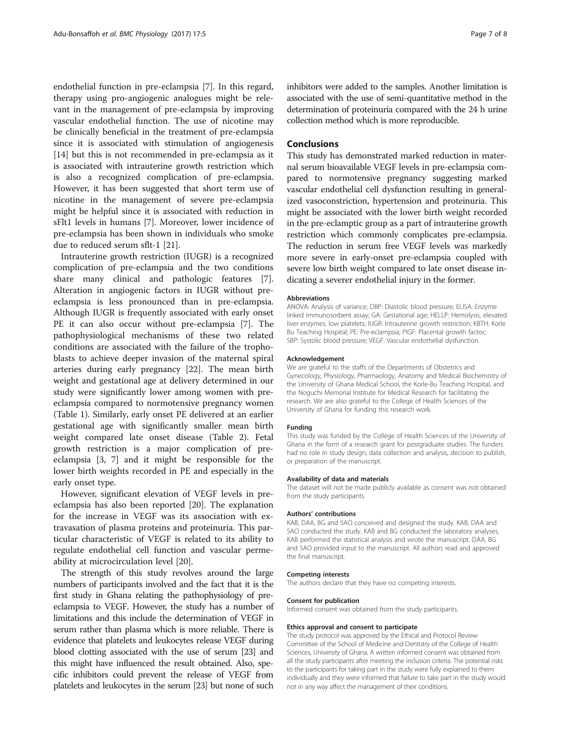endothelial function in pre-eclampsia [7]. In this regard, therapy using pro-angiogenic analogues might be relevant in the management of pre-eclampsia by improving vascular endothelial function. The use of nicotine may be clinically beneficial in the treatment of pre-eclampsia since it is associated with stimulation of angiogenesis [14] but this is not recommended in pre-eclampsia as it is associated with intrauterine growth restriction which is also a recognized complication of pre-eclampsia. However, it has been suggested that short term use of nicotine in the management of severe pre-eclampsia might be helpful since it is associated with reduction in sFlt1 levels in humans [7]. Moreover, lower incidence of pre-eclampsia has been shown in individuals who smoke due to reduced serum sflt-1 [21].

Intrauterine growth restriction (IUGR) is a recognized complication of pre-eclampsia and the two conditions share many clinical and pathologic features [7]. Alteration in angiogenic factors in IUGR without pre-eclampsia is less pronounced than in pre-eclampsia. Although IUGR is frequently associated with early onset PE it can also occur without pre-eclampsia [7]. The pathophysiological mechanisms of these two related conditions are associated with the failure of the trophoblasts to achieve deeper invasion of the maternal spiral arteries during early pregnancy [22]. The mean birth weight and gestational age at delivery determined in our study were significantly lower among women with pre-eclampsia compared to normotensive pregnancy women (Table 1). Similarly, early onset PE delivered at an earlier gestational age with significantly smaller mean birth weight compared late onset disease (Table 2). Fetal growth restriction is a major complication of pre-eclampsia [3, 7] and it might be responsible for the lower birth weights recorded in PE and especially in the early onset type.

However, significant elevation of VEGF levels in pre-eclampsia has also been reported [20]. The explanation for the increase in VEGF was its association with extravasation of plasma proteins and proteinuria. This particular characteristic of VEGF is related to its ability to regulate endothelial cell function and vascular permeability at microcirculation level [20].

The strength of this study revolves around the large numbers of participants involved and the fact that it is the first study in Ghana relating the pathophysiology of pre-eclampsia to VEGF. However, the study has a number of limitations and this include the determination of VEGF in serum rather than plasma which is more reliable. There is evidence that platelets and leukocytes release VEGF during blood clotting associated with the use of serum [23] and this might have influenced the result obtained. Also, specific inhibitors could prevent the release of VEGF from platelets and leukocytes in the serum [23] but none of such inhibitors were added to the samples. Another limitation is associated with the use of semi-quantitative method in the determination of proteinuria compared with the 24 h urine collection method which is more reproducible.

## Conclusions

This study has demonstrated marked reduction in maternal serum bioavailable VEGF levels in pre-eclampsia compared to normotensive pregnancy suggesting marked vascular endothelial cell dysfunction resulting in generalized vasoconstriction, hypertension and proteinuria. This might be associated with the lower birth weight recorded in the pre-eclamptic group as a part of intrauterine growth restriction which commonly complicates pre-eclampsia. The reduction in serum free VEGF levels was markedly more severe in early-onset pre-eclampsia coupled with severe low birth weight compared to late onset disease indicating a severer endothelial injury in the former.

#### Abbreviations

ANOVA: Analysis of variance; DBP: Diastolic blood pressure; ELISA: Enzyme linked immunosorbent assay; GA: Gestational age; HELLP: Hemolysis, elevated liver enzymes, low platelets; IUGR: Intrauterine growth restriction; KBTH: Korle Bu Teaching Hospital; PE: Pre-eclampsia; PIGF: Placental growth factor; SBP: Systolic blood pressure; VEGF: Vascular endothelial dysfunction.

#### Acknowledgement

We are grateful to the staffs of the Departments of Obstetrics and Gynecology, Physiology, Pharmaology, Anatomy and Medical Biochemistry of the University of Ghana Medical School, the Korle-Bu Teaching Hospital, and the Noguchi Memorial Institute for Medical Research for facilitating the research. We are also grateful to the College of Health Sciences of the University of Ghana for funding this research work.

#### Funding

This study was funded by the College of Health Sciences of the University of Ghana in the form of a research grant for postgraduate studies. The funders had no role in study design, data collection and analysis, decision to publish, or preparation of the manuscript.

#### Availability of data and materials

The dataset will not be made publicly available as consent was not obtained from the study participants.

#### Authors' contributions

KAB, DAA, BG and SAO conceived and designed the study. KAB, DAA and SAO conducted the study. KAB and BG conducted the laboratory analyses, KAB performed the statistical analysis and wrote the manuscript. DAA, BG and SAO provided input to the manuscript. All authors read and approved the final manuscript.

#### Competing interests

The authors declare that they have no competing interests.

#### Consent for publication

Informed consent was obtained from the study participants.

#### Ethics approval and consent to participate

The study protocol was approved by the Ethical and Protocol Review Committee of the School of Medicine and Dentistry of the College of Health Sciences, University of Ghana. A written informed consent was obtained from all the study participants after meeting the inclusion criteria. The potential risks to the participants for taking part in the study were fully explained to them individually and they were informed that failure to take part in the study would not in any way affect the management of their conditions.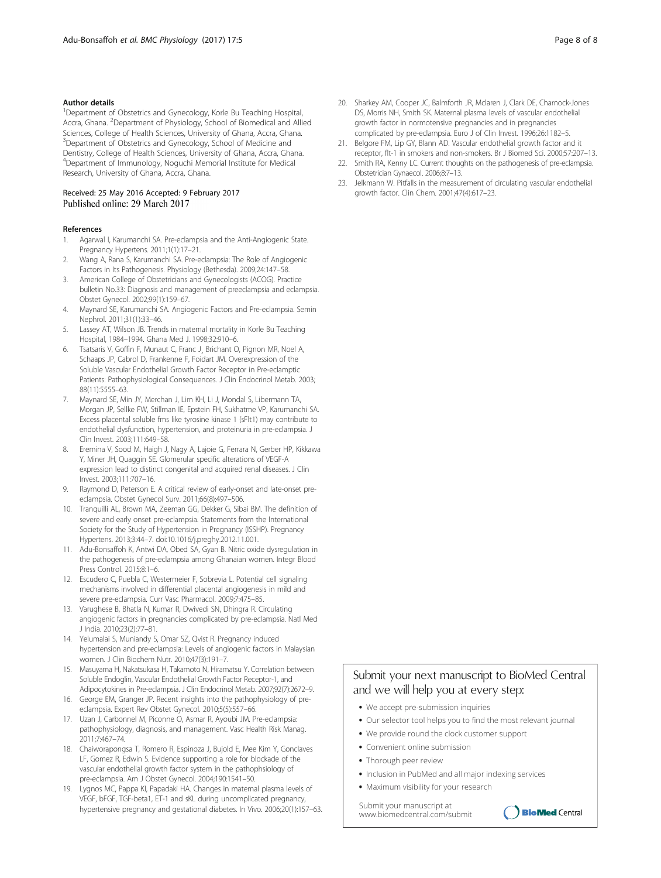#### Author details

[1]Department of Obstetrics and Gynecology, Korle Bu Teaching Hospital, Accra, Ghana. [2]Department of Physiology, School of Biomedical and Allied Sciences, College of Health Sciences, University of Ghana, Accra, Ghana. [3]Department of Obstetrics and Gynecology, School of Medicine and Dentistry, College of Health Sciences, University of Ghana, Accra, Ghana. [4]Department of Immunology, Noguchi Memorial Institute for Medical Research, University of Ghana, Accra, Ghana.

Received: 25 May 2016 Accepted: 9 February 2017
Published online: 29 March 2017

#### References

1. Agarwal I, Karumanchi SA. Pre-eclampsia and the Anti-Angiogenic State. Pregnancy Hypertens. 2011;1(1):17–21.
2. Wang A, Rana S, Karumanchi SA. Pre-eclampsia: The Role of Angiogenic Factors in Its Pathogenesis. Physiology (Bethesda). 2009;24:147–58.
3. American College of Obstetricians and Gynecologists (ACOG). Practice bulletin No.33: Diagnosis and management of preeclampsia and eclampsia. Obstet Gynecol. 2002;99(1):159–67.
4. Maynard SE, Karumanchi SA. Angiogenic Factors and Pre-eclampsia. Semin Nephrol. 2011;31(1):33–46.
5. Lassey AT, Wilson JB. Trends in maternal mortality in Korle Bu Teaching Hospital, 1984–1994. Ghana Med J. 1998;32:910–6.
6. Tsatsaris V, Goffin F, Munaut C, Franc J, Brichant O, Pignon MR, Noel A, Schaaps JP, Cabrol D, Frankenne F, Foidart JM. Overexpression of the Soluble Vascular Endothelial Growth Factor Receptor in Pre-eclamptic Patients: Pathophysiological Consequences. J Clin Endocrinol Metab. 2003; 88(11):5555–63.
7. Maynard SE, Min JY, Merchan J, Lim KH, Li J, Mondal S, Libermann TA, Morgan JP, Sellke FW, Stillman IE, Epstein FH, Sukhatme VP, Karumanchi SA. Excess placental soluble fms like tyrosine kinase 1 (sFlt1) may contribute to endothelial dysfunction, hypertension, and proteinuria in pre-eclampsia. J Clin Invest. 2003;111:649–58.
8. Eremina V, Sood M, Haigh J, Nagy A, Lajoie G, Ferrara N, Gerber HP, Kikkawa Y, Miner JH, Quaggin SE. Glomerular specific alterations of VEGF-A expression lead to distinct congenital and acquired renal diseases. J Clin Invest. 2003;111:707–16.
9. Raymond D, Peterson E. A critical review of early-onset and late-onset pre-eclampsia. Obstet Gynecol Surv. 2011;66(8):497–506.
10. Tranquilli AL, Brown MA, Zeeman GG, Dekker G, Sibai BM. The definition of severe and early onset pre-eclampsia. Statements from the International Society for the Study of Hypertension in Pregnancy (ISSHP). Pregnancy Hypertens. 2013;3:44–7. doi:10.1016/j.preghy.2012.11.001.
11. Adu-Bonsaffoh K, Antwi DA, Obed SA, Gyan B. Nitric oxide dysregulation in the pathogenesis of pre-eclampsia among Ghanaian women. Integr Blood Press Control. 2015;8:1–6.
12. Escudero C, Puebla C, Westermeier F, Sobrevia L. Potential cell signaling mechanisms involved in differential placental angiogenesis in mild and severe pre-eclampsia. Curr Vasc Pharmacol. 2009;7:475–85.
13. Varughese B, Bhatla N, Kumar R, Dwivedi SN, Dhingra R. Circulating angiogenic factors in pregnancies complicated by pre-eclampsia. Natl Med J India. 2010;23(2):77–81.
14. Yelumalai S, Muniandy S, Omar SZ, Qvist R. Pregnancy induced hypertension and pre-eclampsia: Levels of angiogenic factors in Malaysian women. J Clin Biochem Nutr. 2010;47(3):191–7.
15. Masuyama H, Nakatsukasa H, Takamoto N, Hiramatsu Y. Correlation between Soluble Endoglin, Vascular Endothelial Growth Factor Receptor-1, and Adipocytokines in Pre-eclampsia. J Clin Endocrinol Metab. 2007;92(7):2672–9.
16. George EM, Granger JP. Recent insights into the pathophysiology of pre-eclampsia. Expert Rev Obstet Gynecol. 2010;5(5):557–66.
17. Uzan J, Carbonnel M, Piconne O, Asmar R, Ayoubi JM. Pre-eclampsia: pathophysiology, diagnosis, and management. Vasc Health Risk Manag. 2011;7:467–74.
18. Chaiworapongsa T, Romero R, Espinoza J, Bujold E, Mee Kim Y, Gonclaves LF, Gomez R, Edwin S. Evidence supporting a role for blockade of the vascular endothelial growth factor system in the pathophsiology of pre-eclampsia. Am J Obstet Gynecol. 2004;190:1541–50.
19. Lygnos MC, Pappa KI, Papadaki HA. Changes in maternal plasma levels of VEGF, bFGF, TGF-beta1, ET-1 and sKL during uncomplicated pregnancy, hypertensive pregnancy and gestational diabetes. In Vivo. 2006;20(1):157–63.
20. Sharkey AM, Cooper JC, Balmforth JR, Mclaren J, Clark DE, Charnock-Jones DS, Morris NH, Smith SK. Maternal plasma levels of vascular endothelial growth factor in normotensive pregnancies and in pregnancies complicated by pre-eclampsia. Euro J of Clin Invest. 1996;26:1182–5.
21. Belgore FM, Lip GY, Blann AD. Vascular endothelial growth factor and it receptor, flt-1 in smokers and non-smokers. Br J Biomed Sci. 2000;57:207–13.
22. Smith RA, Kenny LC. Current thoughts on the pathogenesis of pre-eclampsia. Obstetrician Gynaecol. 2006;8:7–13.
23. Jelkmann W. Pitfalls in the measurement of circulating vascular endothelial growth factor. Clin Chem. 2001;47(4):617–23.